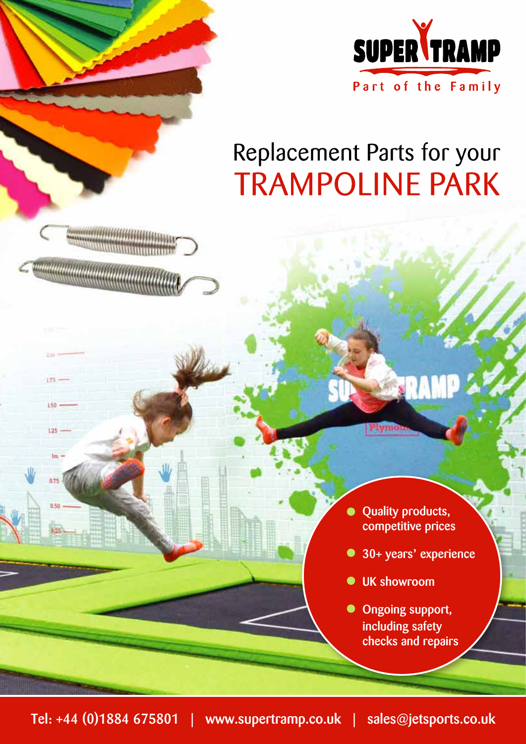SUPER TRAMP

Part of the Family

# Replacement Parts for your TRAMPOLINE PARK

- Quality products, competitive prices
- 30+ years' experience
- UK showroom
- Ongoing support, including safety checks and repairs

Tel: +44 (0)1884 675801 | www.supertramp.co.uk | sales@jetsports.co.uk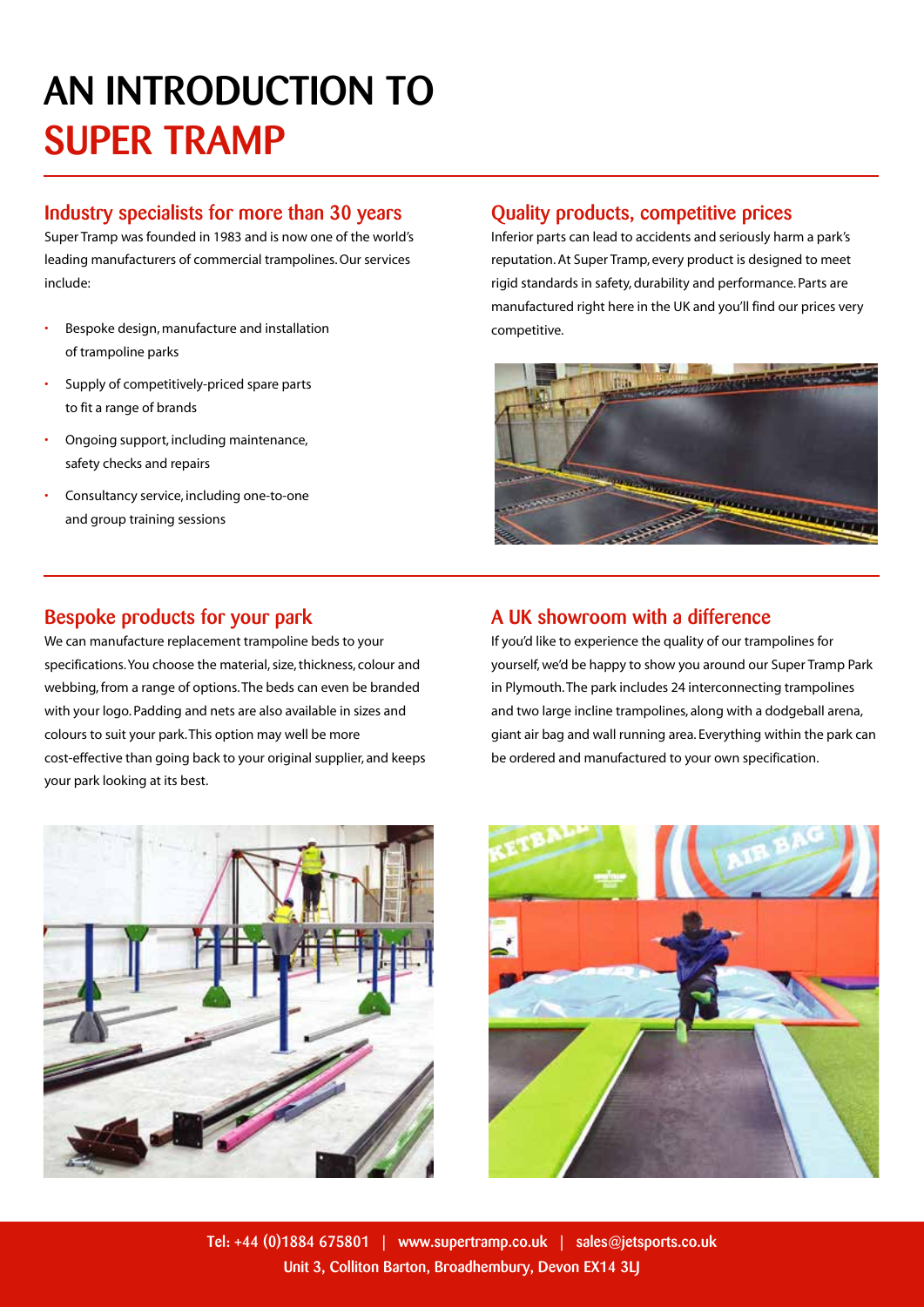# AN INTRODUCTION TO SUPER TRAMP

## Industry specialists for more than 30 years

Super Tramp was founded in 1983 and is now one of the world's leading manufacturers of commercial trampolines. Our services include:

- Bespoke design, manufacture and installation of trampoline parks
- Supply of competitively-priced spare parts to fit a range of brands
- Ongoing support, including maintenance, safety checks and repairs
- Consultancy service, including one-to-one and group training sessions

## Quality products, competitive prices

Inferior parts can lead to accidents and seriously harm a park's reputation. At Super Tramp, every product is designed to meet rigid standards in safety, durability and performance. Parts are manufactured right here in the UK and you'll find our prices very competitive.

## Bespoke products for your park

We can manufacture replacement trampoline beds to your specifications. You choose the material, size, thickness, colour and webbing, from a range of options. The beds can even be branded with your logo. Padding and nets are also available in sizes and colours to suit your park. This option may well be more cost-effective than going back to your original supplier, and keeps your park looking at its best.

## A UK showroom with a difference

If you'd like to experience the quality of our trampolines for yourself, we'd be happy to show you around our Super Tramp Park in Plymouth. The park includes 24 interconnecting trampolines and two large incline trampolines, along with a dodgeball arena, giant air bag and wall running area. Everything within the park can be ordered and manufactured to your own specification.

Tel: +44 (0)1884 675801 | www.supertramp.co.uk | sales@jetsports.co.uk
Unit 3, Colliton Barton, Broadhembury, Devon EX14 3LJ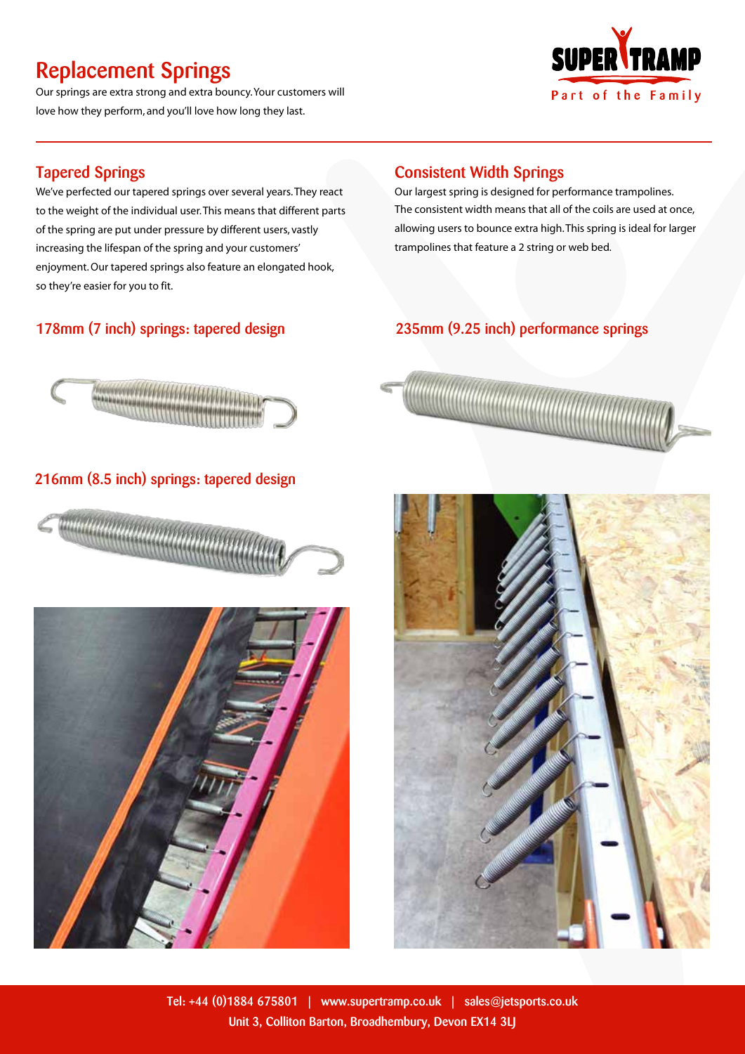# Replacement Springs

Our springs are extra strong and extra bouncy. Your customers will love how they perform, and you'll love how long they last.

## Tapered Springs

We've perfected our tapered springs over several years. They react to the weight of the individual user. This means that different parts of the spring are put under pressure by different users, vastly increasing the lifespan of the spring and your customers' enjoyment. Our tapered springs also feature an elongated hook, so they're easier for you to fit.

### 178mm (7 inch) springs: tapered design

### 216mm (8.5 inch) springs: tapered design

## Consistent Width Springs

Our largest spring is designed for performance trampolines. The consistent width means that all of the coils are used at once, allowing users to bounce extra high. This spring is ideal for larger trampolines that feature a 2 string or web bed.

### 235mm (9.25 inch) performance springs

Tel: +44 (0)1884 675801 | www.supertramp.co.uk | sales@jetsports.co.uk
Unit 3, Colliton Barton, Broadhembury, Devon EX14 3LJ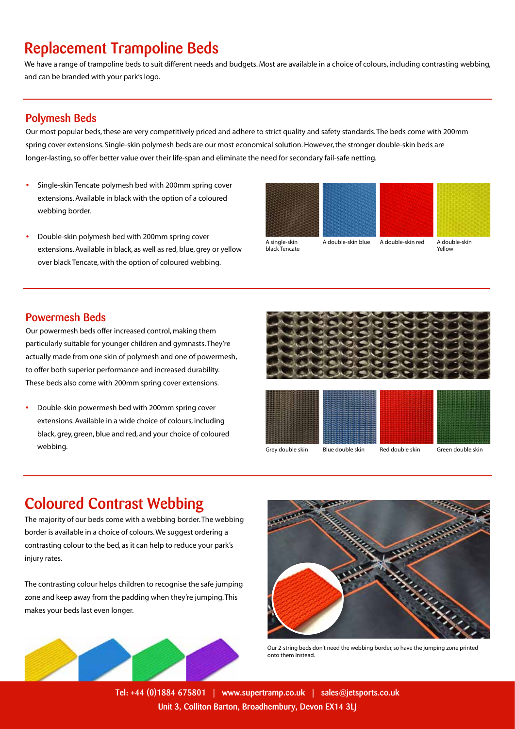# Replacement Trampoline Beds

We have a range of trampoline beds to suit different needs and budgets. Most are available in a choice of colours, including contrasting webbing, and can be branded with your park's logo.

## Polymesh Beds

Our most popular beds, these are very competitively priced and adhere to strict quality and safety standards. The beds come with 200mm spring cover extensions. Single-skin polymesh beds are our most economical solution. However, the stronger double-skin beds are longer-lasting, so offer better value over their life-span and eliminate the need for secondary fail-safe netting.

- Single-skin Tencate polymesh bed with 200mm spring cover extensions. Available in black with the option of a coloured webbing border.
- Double-skin polymesh bed with 200mm spring cover extensions. Available in black, as well as red, blue, grey or yellow over black Tencate, with the option of coloured webbing.

A single-skin black Tencate

A double-skin blue

A double-skin red

A double-skin Yellow

## Powermesh Beds

Our powermesh beds offer increased control, making them particularly suitable for younger children and gymnasts. They're actually made from one skin of polymesh and one of powermesh, to offer both superior performance and increased durability. These beds also come with 200mm spring cover extensions.

- Double-skin powermesh bed with 200mm spring cover extensions. Available in a wide choice of colours, including black, grey, green, blue and red, and your choice of coloured webbing.

Grey double skin

Blue double skin

Red double skin

Green double skin

# Coloured Contrast Webbing

The majority of our beds come with a webbing border. The webbing border is available in a choice of colours. We suggest ordering a contrasting colour to the bed, as it can help to reduce your park's injury rates.

The contrasting colour helps children to recognise the safe jumping zone and keep away from the padding when they're jumping. This makes your beds last even longer.

Our 2-string beds don't need the webbing border, so have the jumping zone printed onto them instead.

Tel: +44 (0)1884 675801 | www.supertramp.co.uk | sales@jetsports.co.uk
Unit 3, Colliton Barton, Broadhembury, Devon EX14 3LJ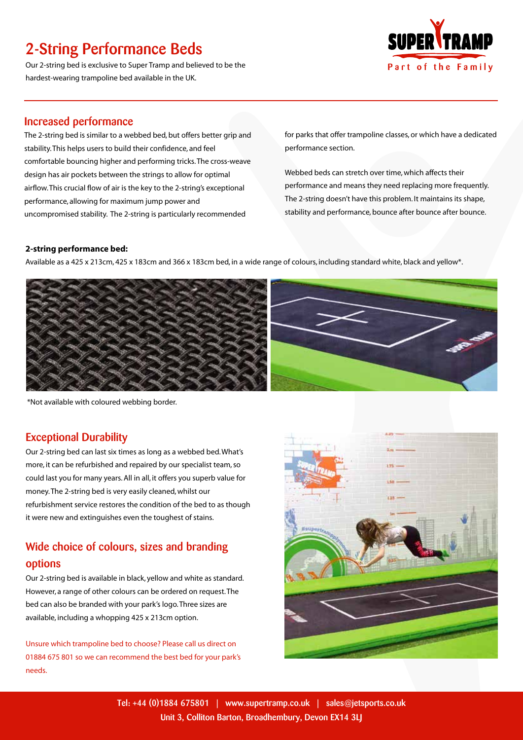# 2-String Performance Beds

Our 2-string bed is exclusive to Super Tramp and believed to be the hardest-wearing trampoline bed available in the UK.

## Increased performance

The 2-string bed is similar to a webbed bed, but offers better grip and stability. This helps users to build their confidence, and feel comfortable bouncing higher and performing tricks. The cross-weave design has air pockets between the strings to allow for optimal airflow. This crucial flow of air is the key to the 2-string's exceptional performance, allowing for maximum jump power and uncompromised stability. The 2-string is particularly recommended for parks that offer trampoline classes, or which have a dedicated performance section.

Webbed beds can stretch over time, which affects their performance and means they need replacing more frequently. The 2-string doesn't have this problem. It maintains its shape, stability and performance, bounce after bounce after bounce.

**2-string performance bed:**

Available as a 425 x 213cm, 425 x 183cm and 366 x 183cm bed, in a wide range of colours, including standard white, black and yellow*.

*Not available with coloured webbing border.

## Exceptional Durability

Our 2-string bed can last six times as long as a webbed bed. What's more, it can be refurbished and repaired by our specialist team, so could last you for many years. All in all, it offers you superb value for money. The 2-string bed is very easily cleaned, whilst our refurbishment service restores the condition of the bed to as though it were new and extinguishes even the toughest of stains.

## Wide choice of colours, sizes and branding options

Our 2-string bed is available in black, yellow and white as standard. However, a range of other colours can be ordered on request. The bed can also be branded with your park's logo. Three sizes are available, including a whopping 425 x 213cm option.

Unsure which trampoline bed to choose? Please call us direct on 01884 675 801 so we can recommend the best bed for your park's needs.

Tel: +44 (0)1884 675801 | www.supertramp.co.uk | sales@jetsports.co.uk
Unit 3, Colliton Barton, Broadhembury, Devon EX14 3LJ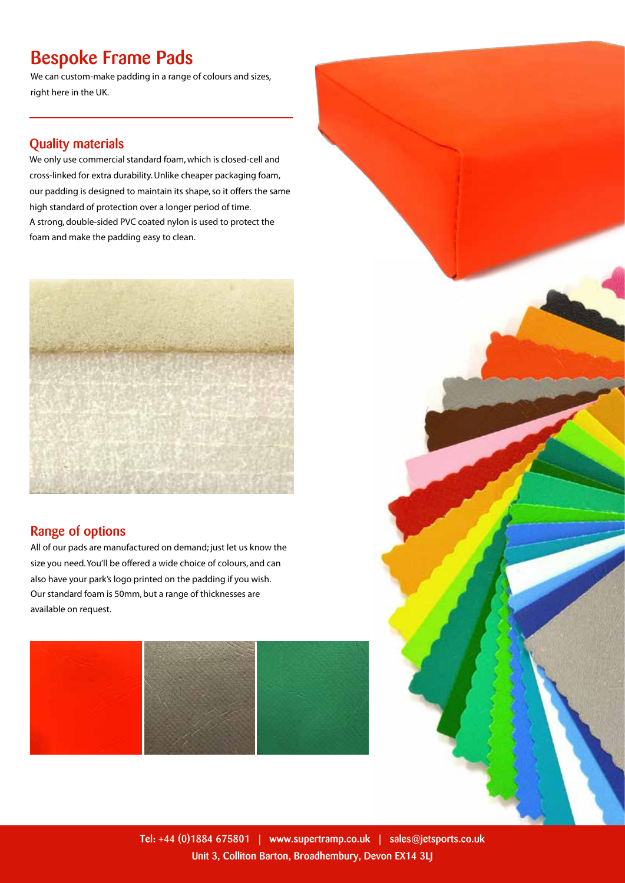# Bespoke Frame Pads

We can custom-make padding in a range of colours and sizes, right here in the UK.

## Quality materials

We only use commercial standard foam, which is closed-cell and cross-linked for extra durability. Unlike cheaper packaging foam, our padding is designed to maintain its shape, so it offers the same high standard of protection over a longer period of time. A strong, double-sided PVC coated nylon is used to protect the foam and make the padding easy to clean.

## Range of options

All of our pads are manufactured on demand; just let us know the size you need. You'll be offered a wide choice of colours, and can also have your park's logo printed on the padding if you wish. Our standard foam is 50mm, but a range of thicknesses are available on request.

Tel: +44 (0)1884 675801 | www.supertramp.co.uk | sales@jetsports.co.uk
Unit 3, Colliton Barton, Broadhembury, Devon EX14 3LJ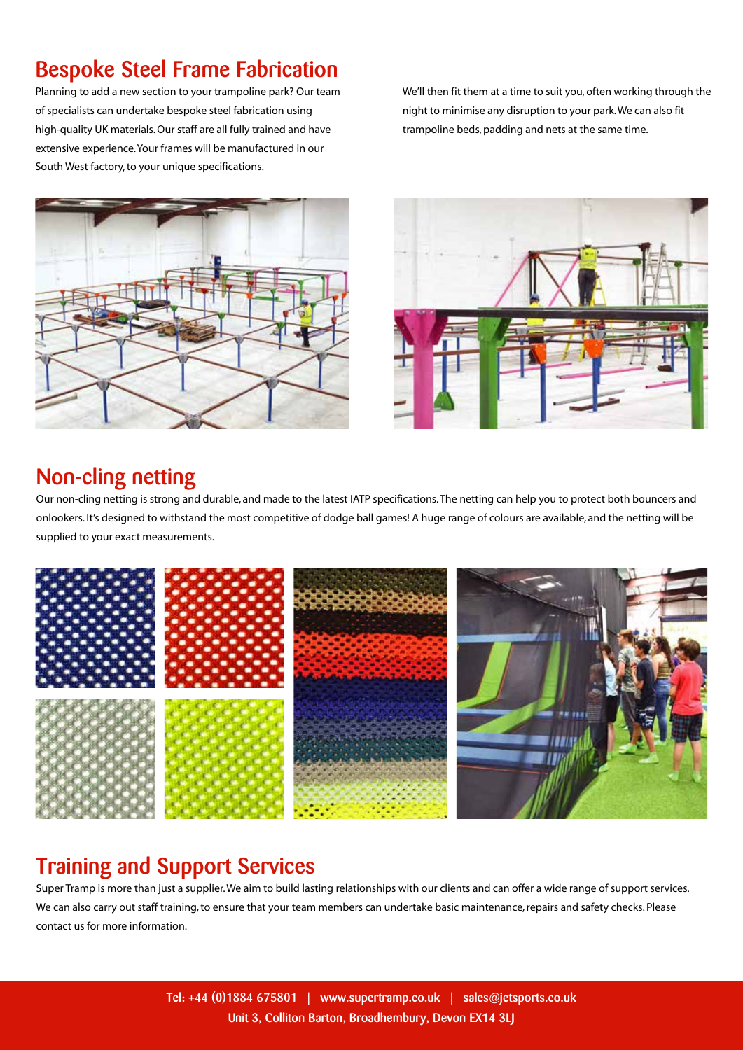## Bespoke Steel Frame Fabrication

Planning to add a new section to your trampoline park? Our team of specialists can undertake bespoke steel fabrication using high-quality UK materials. Our staff are all fully trained and have extensive experience. Your frames will be manufactured in our South West factory, to your unique specifications.

We'll then fit them at a time to suit you, often working through the night to minimise any disruption to your park. We can also fit trampoline beds, padding and nets at the same time.

## Non-cling netting

Our non-cling netting is strong and durable, and made to the latest IATP specifications. The netting can help you to protect both bouncers and onlookers. It's designed to withstand the most competitive of dodge ball games! A huge range of colours are available, and the netting will be supplied to your exact measurements.

## Training and Support Services

Super Tramp is more than just a supplier. We aim to build lasting relationships with our clients and can offer a wide range of support services. We can also carry out staff training, to ensure that your team members can undertake basic maintenance, repairs and safety checks. Please contact us for more information.

Tel: +44 (0)1884 675801 | www.supertramp.co.uk | sales@jetsports.co.uk
Unit 3, Colliton Barton, Broadhembury, Devon EX14 3LJ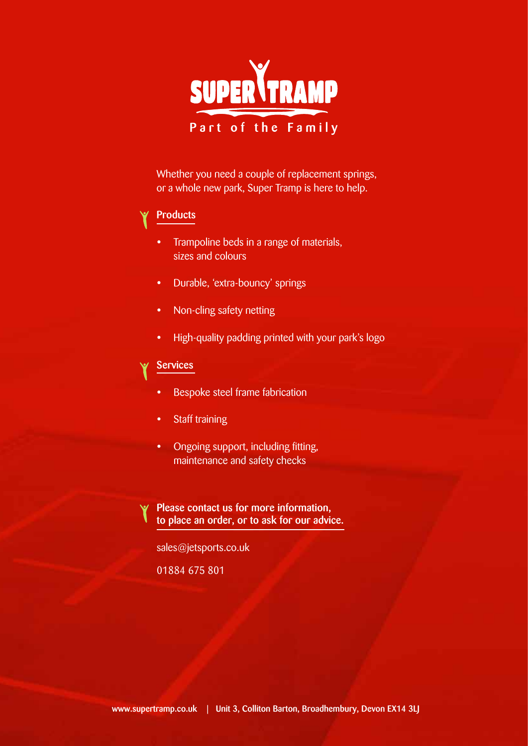SUPER TRAMP

Part of the Family

Whether you need a couple of replacement springs, or a whole new park, Super Tramp is here to help.

## Products

- Trampoline beds in a range of materials, sizes and colours
- Durable, 'extra-bouncy' springs
- Non-cling safety netting
- High-quality padding printed with your park's logo

## Services

- Bespoke steel frame fabrication
- Staff training
- Ongoing support, including fitting, maintenance and safety checks

**Please contact us for more information, to place an order, or to ask for our advice.**

sales@jetsports.co.uk

01884 675 801

www.supertramp.co.uk | Unit 3, Colliton Barton, Broadhembury, Devon EX14 3LJ